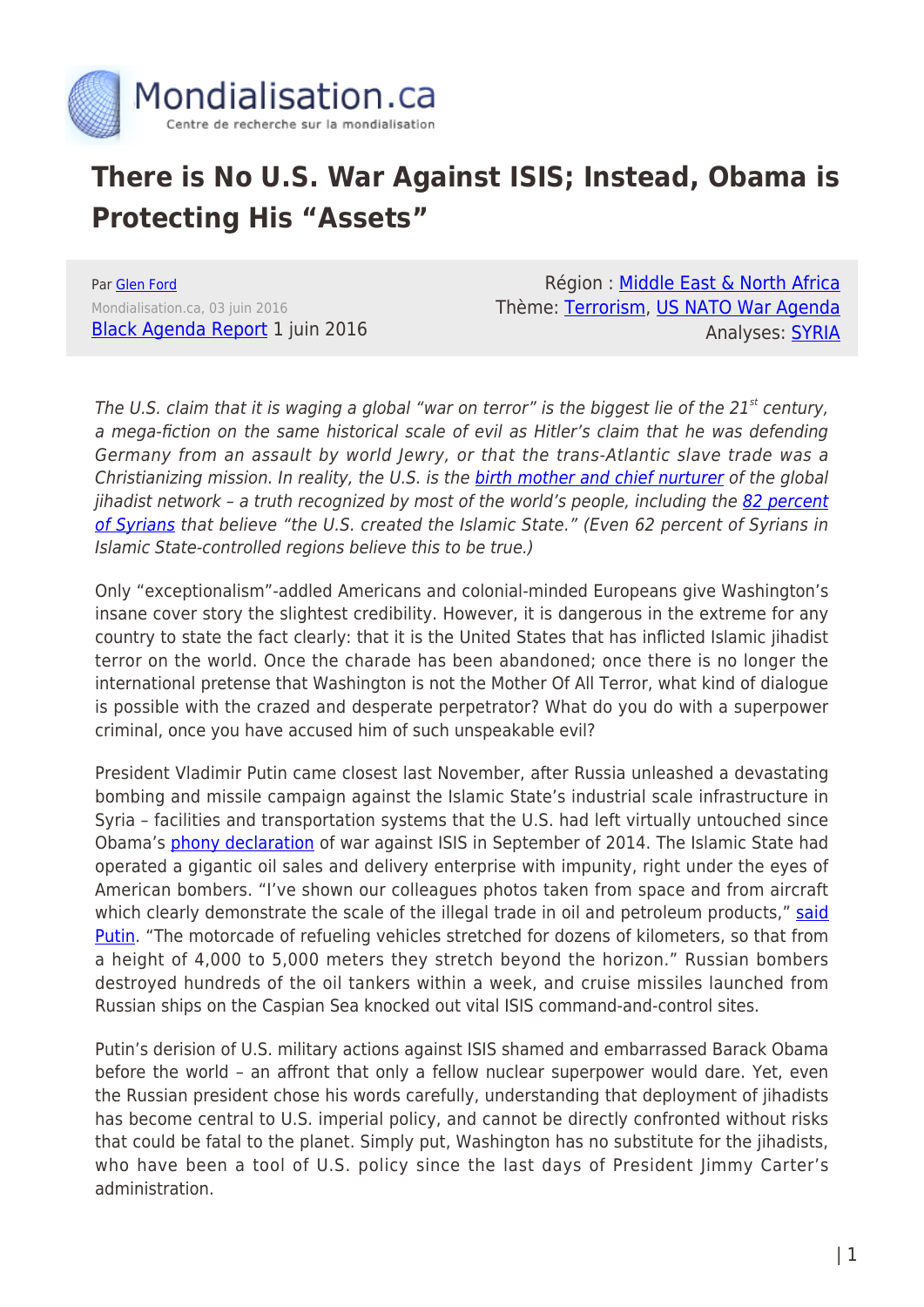# There is No U.S. War Against ISIS; Instead, Obama is Protecting His "Assets"

Par Glen Ford
Mondialisation.ca, 03 juin 2016
Black Agenda Report 1 juin 2016

Région : Middle East & North Africa
Thème: Terrorism, US NATO War Agenda
Analyses: SYRIA

*The U.S. claim that it is waging a global "war on terror" is the biggest lie of the 21st century, a mega-fiction on the same historical scale of evil as Hitler's claim that he was defending Germany from an assault by world Jewry, or that the trans-Atlantic slave trade was a Christianizing mission. In reality, the U.S. is the birth mother and chief nurturer of the global jihadist network – a truth recognized by most of the world's people, including the 82 percent of Syrians that believe "the U.S. created the Islamic State." (Even 62 percent of Syrians in Islamic State-controlled regions believe this to be true.)*

Only "exceptionalism"-addled Americans and colonial-minded Europeans give Washington's insane cover story the slightest credibility. However, it is dangerous in the extreme for any country to state the fact clearly: that it is the United States that has inflicted Islamic jihadist terror on the world. Once the charade has been abandoned; once there is no longer the international pretense that Washington is not the Mother Of All Terror, what kind of dialogue is possible with the crazed and desperate perpetrator? What do you do with a superpower criminal, once you have accused him of such unspeakable evil?

President Vladimir Putin came closest last November, after Russia unleashed a devastating bombing and missile campaign against the Islamic State's industrial scale infrastructure in Syria – facilities and transportation systems that the U.S. had left virtually untouched since Obama's phony declaration of war against ISIS in September of 2014. The Islamic State had operated a gigantic oil sales and delivery enterprise with impunity, right under the eyes of American bombers. "I've shown our colleagues photos taken from space and from aircraft which clearly demonstrate the scale of the illegal trade in oil and petroleum products," said Putin. "The motorcade of refueling vehicles stretched for dozens of kilometers, so that from a height of 4,000 to 5,000 meters they stretch beyond the horizon." Russian bombers destroyed hundreds of the oil tankers within a week, and cruise missiles launched from Russian ships on the Caspian Sea knocked out vital ISIS command-and-control sites.

Putin's derision of U.S. military actions against ISIS shamed and embarrassed Barack Obama before the world – an affront that only a fellow nuclear superpower would dare. Yet, even the Russian president chose his words carefully, understanding that deployment of jihadists has become central to U.S. imperial policy, and cannot be directly confronted without risks that could be fatal to the planet. Simply put, Washington has no substitute for the jihadists, who have been a tool of U.S. policy since the last days of President Jimmy Carter's administration.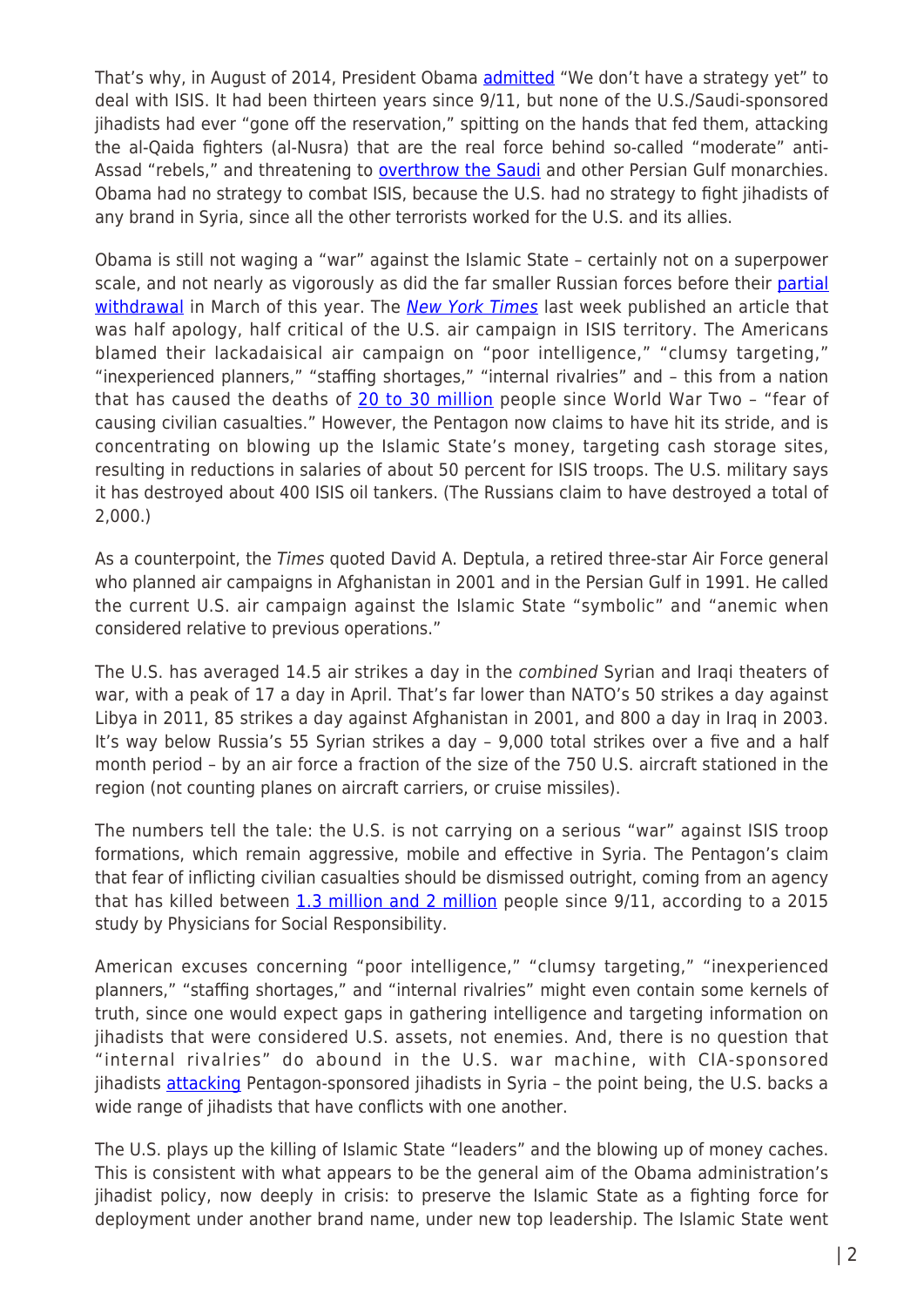That's why, in August of 2014, President Obama admitted "We don't have a strategy yet" to deal with ISIS. It had been thirteen years since 9/11, but none of the U.S./Saudi-sponsored jihadists had ever "gone off the reservation," spitting on the hands that fed them, attacking the al-Qaida fighters (al-Nusra) that are the real force behind so-called "moderate" anti-Assad "rebels," and threatening to overthrow the Saudi and other Persian Gulf monarchies. Obama had no strategy to combat ISIS, because the U.S. had no strategy to fight jihadists of any brand in Syria, since all the other terrorists worked for the U.S. and its allies.

Obama is still not waging a "war" against the Islamic State – certainly not on a superpower scale, and not nearly as vigorously as did the far smaller Russian forces before their partial withdrawal in March of this year. The *New York Times* last week published an article that was half apology, half critical of the U.S. air campaign in ISIS territory. The Americans blamed their lackadaisical air campaign on "poor intelligence," "clumsy targeting," "inexperienced planners," "staffing shortages," "internal rivalries" and – this from a nation that has caused the deaths of 20 to 30 million people since World War Two – "fear of causing civilian casualties." However, the Pentagon now claims to have hit its stride, and is concentrating on blowing up the Islamic State's money, targeting cash storage sites, resulting in reductions in salaries of about 50 percent for ISIS troops. The U.S. military says it has destroyed about 400 ISIS oil tankers. (The Russians claim to have destroyed a total of 2,000.)

As a counterpoint, the *Times* quoted David A. Deptula, a retired three-star Air Force general who planned air campaigns in Afghanistan in 2001 and in the Persian Gulf in 1991. He called the current U.S. air campaign against the Islamic State "symbolic" and "anemic when considered relative to previous operations."

The U.S. has averaged 14.5 air strikes a day in the *combined* Syrian and Iraqi theaters of war, with a peak of 17 a day in April. That's far lower than NATO's 50 strikes a day against Libya in 2011, 85 strikes a day against Afghanistan in 2001, and 800 a day in Iraq in 2003. It's way below Russia's 55 Syrian strikes a day – 9,000 total strikes over a five and a half month period – by an air force a fraction of the size of the 750 U.S. aircraft stationed in the region (not counting planes on aircraft carriers, or cruise missiles).

The numbers tell the tale: the U.S. is not carrying on a serious "war" against ISIS troop formations, which remain aggressive, mobile and effective in Syria. The Pentagon's claim that fear of inflicting civilian casualties should be dismissed outright, coming from an agency that has killed between 1.3 million and 2 million people since 9/11, according to a 2015 study by Physicians for Social Responsibility.

American excuses concerning "poor intelligence," "clumsy targeting," "inexperienced planners," "staffing shortages," and "internal rivalries" might even contain some kernels of truth, since one would expect gaps in gathering intelligence and targeting information on jihadists that were considered U.S. assets, not enemies. And, there is no question that "internal rivalries" do abound in the U.S. war machine, with CIA-sponsored jihadists attacking Pentagon-sponsored jihadists in Syria – the point being, the U.S. backs a wide range of jihadists that have conflicts with one another.

The U.S. plays up the killing of Islamic State "leaders" and the blowing up of money caches. This is consistent with what appears to be the general aim of the Obama administration's jihadist policy, now deeply in crisis: to preserve the Islamic State as a fighting force for deployment under another brand name, under new top leadership. The Islamic State went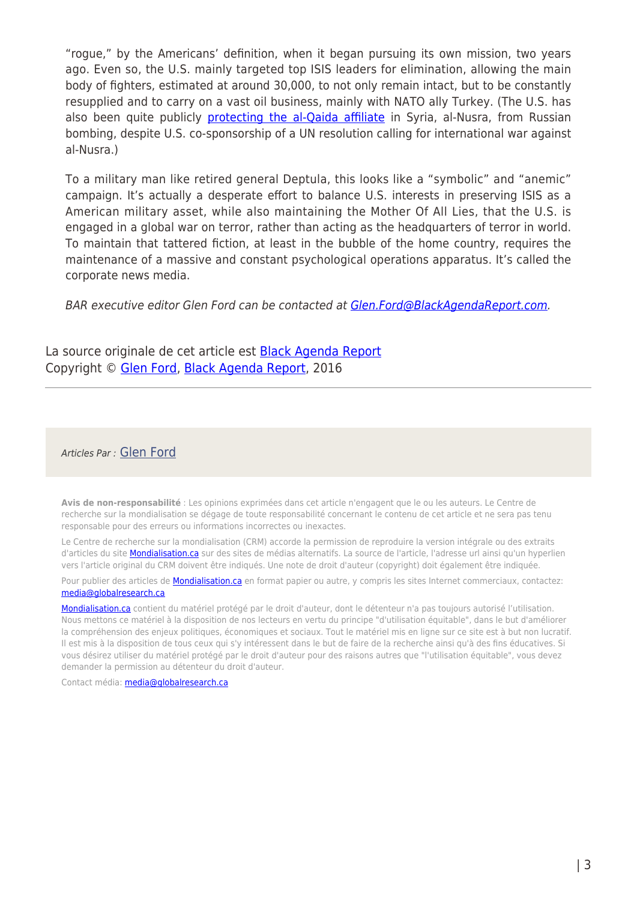"rogue," by the Americans' definition, when it began pursuing its own mission, two years ago. Even so, the U.S. mainly targeted top ISIS leaders for elimination, allowing the main body of fighters, estimated at around 30,000, to not only remain intact, but to be constantly resupplied and to carry on a vast oil business, mainly with NATO ally Turkey. (The U.S. has also been quite publicly protecting the al-Qaida affiliate in Syria, al-Nusra, from Russian bombing, despite U.S. co-sponsorship of a UN resolution calling for international war against al-Nusra.)

To a military man like retired general Deptula, this looks like a "symbolic" and "anemic" campaign. It's actually a desperate effort to balance U.S. interests in preserving ISIS as a American military asset, while also maintaining the Mother Of All Lies, that the U.S. is engaged in a global war on terror, rather than acting as the headquarters of terror in world. To maintain that tattered fiction, at least in the bubble of the home country, requires the maintenance of a massive and constant psychological operations apparatus. It's called the corporate news media.

*BAR executive editor Glen Ford can be contacted at Glen.Ford@BlackAgendaReport.com.*

La source originale de cet article est Black Agenda Report
Copyright © Glen Ford, Black Agenda Report, 2016

---

*Articles Par :* Glen Ford

**Avis de non-responsabilité** : Les opinions exprimées dans cet article n'engagent que le ou les auteurs. Le Centre de recherche sur la mondialisation se dégage de toute responsabilité concernant le contenu de cet article et ne sera pas tenu responsable pour des erreurs ou informations incorrectes ou inexactes.

Le Centre de recherche sur la mondialisation (CRM) accorde la permission de reproduire la version intégrale ou des extraits d'articles du site Mondialisation.ca sur des sites de médias alternatifs. La source de l'article, l'adresse url ainsi qu'un hyperlien vers l'article original du CRM doivent être indiqués. Une note de droit d'auteur (copyright) doit également être indiquée.

Pour publier des articles de Mondialisation.ca en format papier ou autre, y compris les sites Internet commerciaux, contactez: media@globalresearch.ca

Mondialisation.ca contient du matériel protégé par le droit d'auteur, dont le détenteur n'a pas toujours autorisé l'utilisation. Nous mettons ce matériel à la disposition de nos lecteurs en vertu du principe "d'utilisation équitable", dans le but d'améliorer la compréhension des enjeux politiques, économiques et sociaux. Tout le matériel mis en ligne sur ce site est à but non lucratif. Il est mis à la disposition de tous ceux qui s'y intéressent dans le but de faire de la recherche ainsi qu'à des fins éducatives. Si vous désirez utiliser du matériel protégé par le droit d'auteur pour des raisons autres que "l'utilisation équitable", vous devez demander la permission au détenteur du droit d'auteur.

Contact média: media@globalresearch.ca